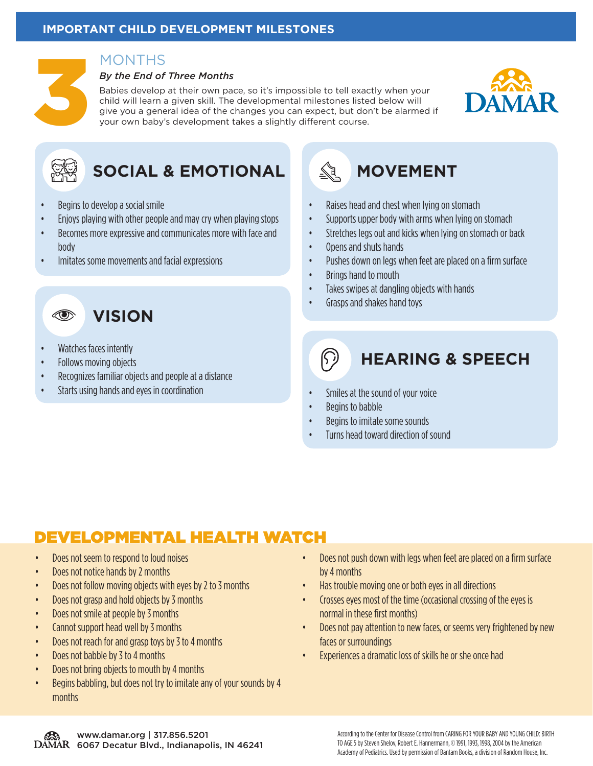# IMPORTANT CHILD DEVELOPMENT MILESTONES

## 3 MONTHS

***By the End of Three Months***

Babies develop at their own pace, so it's impossible to tell exactly when your child will learn a given skill. The developmental milestones listed below will give you a general idea of the changes you can expect, but don't be alarmed if your own baby's development takes a slightly different course.

### SOCIAL & EMOTIONAL

- Begins to develop a social smile
- Enjoys playing with other people and may cry when playing stops
- Becomes more expressive and communicates more with face and body
- Imitates some movements and facial expressions

### VISION

- Watches faces intently
- Follows moving objects
- Recognizes familiar objects and people at a distance
- Starts using hands and eyes in coordination

### MOVEMENT

- Raises head and chest when lying on stomach
- Supports upper body with arms when lying on stomach
- Stretches legs out and kicks when lying on stomach or back
- Opens and shuts hands
- Pushes down on legs when feet are placed on a firm surface
- Brings hand to mouth
- Takes swipes at dangling objects with hands
- Grasps and shakes hand toys

### HEARING & SPEECH

- Smiles at the sound of your voice
- Begins to babble
- Begins to imitate some sounds
- Turns head toward direction of sound

## DEVELOPMENTAL HEALTH WATCH

- Does not seem to respond to loud noises
- Does not notice hands by 2 months
- Does not follow moving objects with eyes by 2 to 3 months
- Does not grasp and hold objects by 3 months
- Does not smile at people by 3 months
- Cannot support head well by 3 months
- Does not reach for and grasp toys by 3 to 4 months
- Does not babble by 3 to 4 months
- Does not bring objects to mouth by 4 months
- Begins babbling, but does not try to imitate any of your sounds by 4 months
- Does not push down with legs when feet are placed on a firm surface by 4 months
- Has trouble moving one or both eyes in all directions
- Crosses eyes most of the time (occasional crossing of the eyes is normal in these first months)
- Does not pay attention to new faces, or seems very frightened by new faces or surroundings
- Experiences a dramatic loss of skills he or she once had

www.damar.org | 317.856.5201
6067 Decatur Blvd., Indianapolis, IN 46241

According to the Center for Disease Control from CARING FOR YOUR BABY AND YOUNG CHILD: BIRTH TO AGE 5 by Steven Shelov, Robert E. Hannermann, © 1991, 1993, 1998, 2004 by the American Academy of Pediatrics. Used by permission of Bantam Books, a division of Random House, Inc.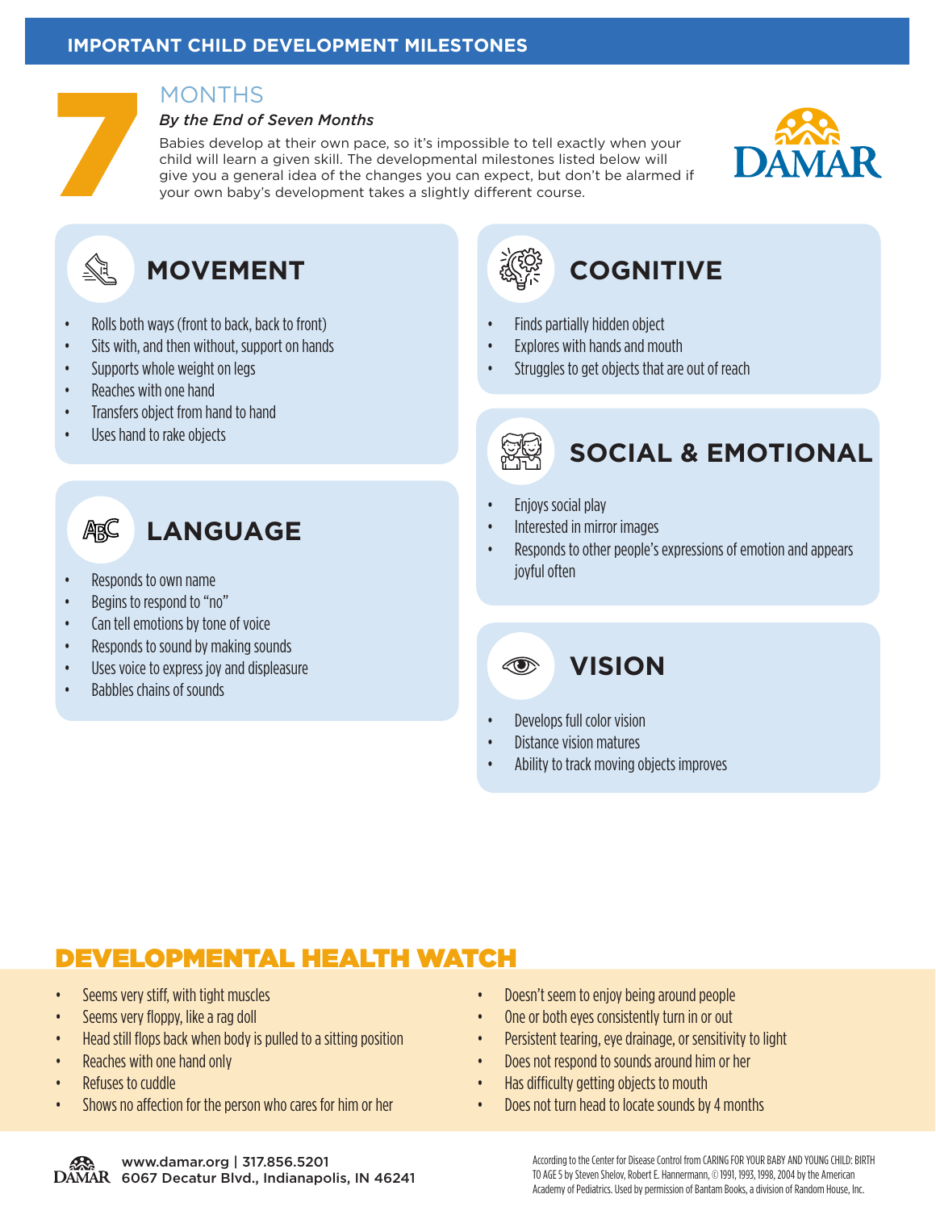**IMPORTANT CHILD DEVELOPMENT MILESTONES**

# 7 MONTHS

***By the End of Seven Months***

Babies develop at their own pace, so it's impossible to tell exactly when your child will learn a given skill. The developmental milestones listed below will give you a general idea of the changes you can expect, but don't be alarmed if your own baby's development takes a slightly different course.

DAMAR

## MOVEMENT

- Rolls both ways (front to back, back to front)
- Sits with, and then without, support on hands
- Supports whole weight on legs
- Reaches with one hand
- Transfers object from hand to hand
- Uses hand to rake objects

## LANGUAGE

- Responds to own name
- Begins to respond to "no"
- Can tell emotions by tone of voice
- Responds to sound by making sounds
- Uses voice to express joy and displeasure
- Babbles chains of sounds

## COGNITIVE

- Finds partially hidden object
- Explores with hands and mouth
- Struggles to get objects that are out of reach

## SOCIAL & EMOTIONAL

- Enjoys social play
- Interested in mirror images
- Responds to other people's expressions of emotion and appears joyful often

## VISION

- Develops full color vision
- Distance vision matures
- Ability to track moving objects improves

## DEVELOPMENTAL HEALTH WATCH

- Seems very stiff, with tight muscles
- Seems very floppy, like a rag doll
- Head still flops back when body is pulled to a sitting position
- Reaches with one hand only
- Refuses to cuddle
- Shows no affection for the person who cares for him or her
- Doesn't seem to enjoy being around people
- One or both eyes consistently turn in or out
- Persistent tearing, eye drainage, or sensitivity to light
- Does not respond to sounds around him or her
- Has difficulty getting objects to mouth
- Does not turn head to locate sounds by 4 months

DAMAR www.damar.org | 317.856.5201
6067 Decatur Blvd., Indianapolis, IN 46241

According to the Center for Disease Control from CARING FOR YOUR BABY AND YOUNG CHILD: BIRTH TO AGE 5 by Steven Shelov, Robert E. Hannermann, © 1991, 1993, 1998, 2004 by the American Academy of Pediatrics. Used by permission of Bantam Books, a division of Random House, Inc.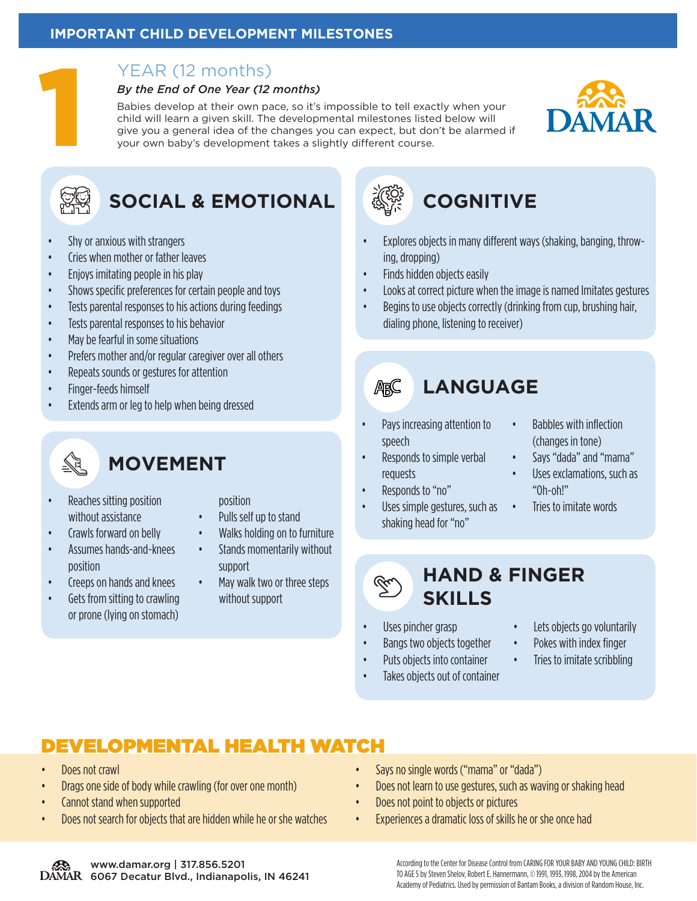## IMPORTANT CHILD DEVELOPMENT MILESTONES

# 1 YEAR (12 months)

***By the End of One Year (12 months)***

Babies develop at their own pace, so it's impossible to tell exactly when your child will learn a given skill. The developmental milestones listed below will give you a general idea of the changes you can expect, but don't be alarmed if your own baby's development takes a slightly different course.

DAMAR

## SOCIAL & EMOTIONAL

- Shy or anxious with strangers
- Cries when mother or father leaves
- Enjoys imitating people in his play
- Shows specific preferences for certain people and toys
- Tests parental responses to his actions during feedings
- Tests parental responses to his behavior
- May be fearful in some situations
- Prefers mother and/or regular caregiver over all others
- Repeats sounds or gestures for attention
- Finger-feeds himself
- Extends arm or leg to help when being dressed

## MOVEMENT

- Reaches sitting position without assistance
- Crawls forward on belly
- Assumes hands-and-knees position
- Creeps on hands and knees
- Gets from sitting to crawling or prone (lying on stomach) position
- Pulls self up to stand
- Walks holding on to furniture
- Stands momentarily without support
- May walk two or three steps without support

## COGNITIVE

- Explores objects in many different ways (shaking, banging, throwing, dropping)
- Finds hidden objects easily
- Looks at correct picture when the image is named Imitates gestures
- Begins to use objects correctly (drinking from cup, brushing hair, dialing phone, listening to receiver)

## LANGUAGE

- Pays increasing attention to speech
- Responds to simple verbal requests
- Responds to "no"
- Uses simple gestures, such as shaking head for "no"
- Babbles with inflection (changes in tone)
- Says "dada" and "mama"
- Uses exclamations, such as "Oh-oh!"
- Tries to imitate words

## HAND & FINGER SKILLS

- Uses pincher grasp
- Bangs two objects together
- Puts objects into container
- Takes objects out of container
- Lets objects go voluntarily
- Pokes with index finger
- Tries to imitate scribbling

## DEVELOPMENTAL HEALTH WATCH

- Does not crawl
- Drags one side of body while crawling (for over one month)
- Cannot stand when supported
- Does not search for objects that are hidden while he or she watches
- Says no single words ("mama" or "dada")
- Does not learn to use gestures, such as waving or shaking head
- Does not point to objects or pictures
- Experiences a dramatic loss of skills he or she once had

DAMAR www.damar.org | 317.856.5201
6067 Decatur Blvd., Indianapolis, IN 46241

According to the Center for Disease Control from CARING FOR YOUR BABY AND YOUNG CHILD: BIRTH TO AGE 5 by Steven Shelov, Robert E. Hannermann, © 1991, 1993, 1998, 2004 by the American Academy of Pediatrics. Used by permission of Bantam Books, a division of Random House, Inc.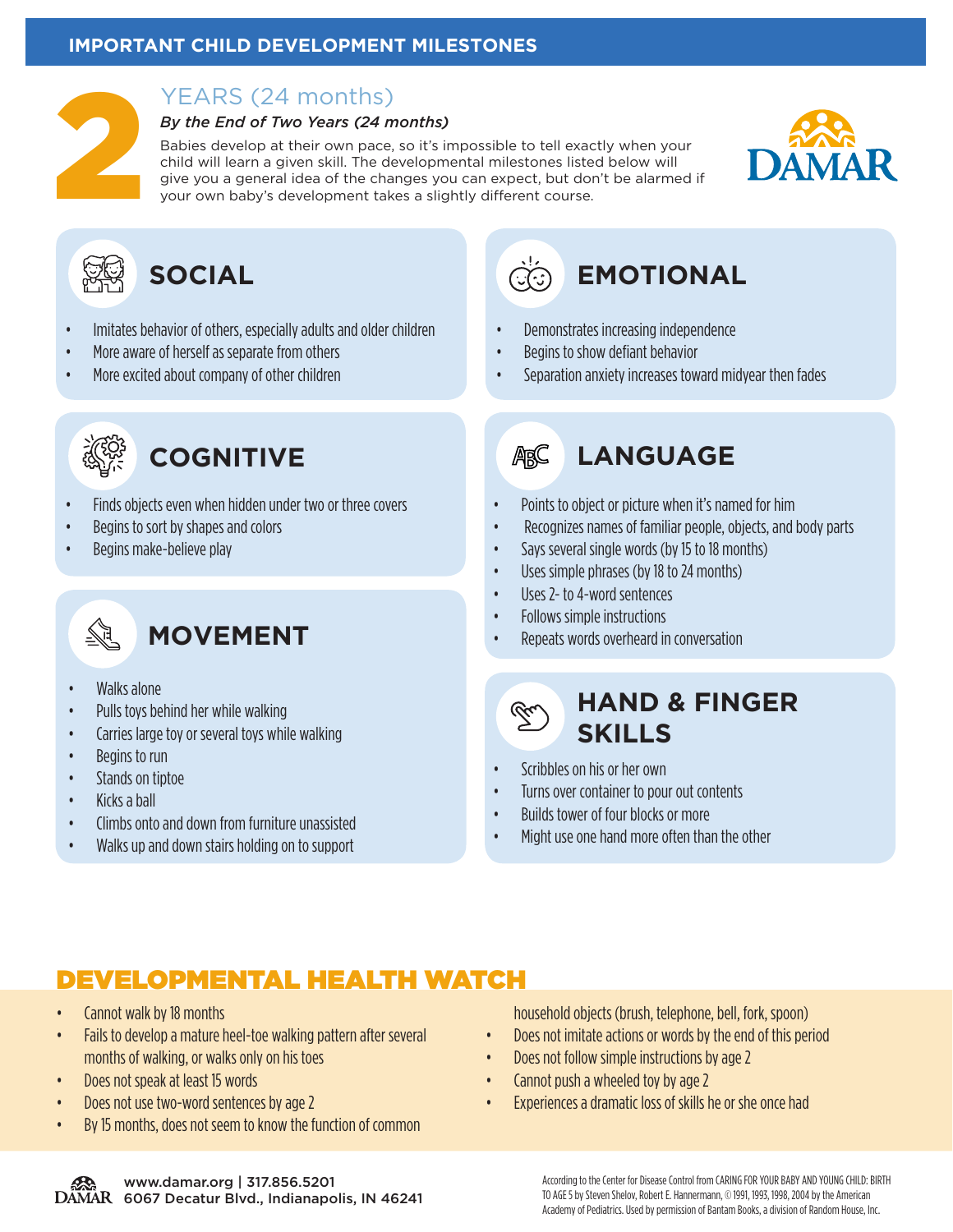## IMPORTANT CHILD DEVELOPMENT MILESTONES

# 2 YEARS (24 months)

***By the End of Two Years (24 months)***

Babies develop at their own pace, so it's impossible to tell exactly when your child will learn a given skill. The developmental milestones listed below will give you a general idea of the changes you can expect, but don't be alarmed if your own baby's development takes a slightly different course.

DAMAR

### SOCIAL

- Imitates behavior of others, especially adults and older children
- More aware of herself as separate from others
- More excited about company of other children

### EMOTIONAL

- Demonstrates increasing independence
- Begins to show defiant behavior
- Separation anxiety increases toward midyear then fades

### COGNITIVE

- Finds objects even when hidden under two or three covers
- Begins to sort by shapes and colors
- Begins make-believe play

### LANGUAGE

- Points to object or picture when it's named for him
- Recognizes names of familiar people, objects, and body parts
- Says several single words (by 15 to 18 months)
- Uses simple phrases (by 18 to 24 months)
- Uses 2- to 4-word sentences
- Follows simple instructions
- Repeats words overheard in conversation

### MOVEMENT

- Walks alone
- Pulls toys behind her while walking
- Carries large toy or several toys while walking
- Begins to run
- Stands on tiptoe
- Kicks a ball
- Climbs onto and down from furniture unassisted
- Walks up and down stairs holding on to support

### HAND & FINGER SKILLS

- Scribbles on his or her own
- Turns over container to pour out contents
- Builds tower of four blocks or more
- Might use one hand more often than the other

## DEVELOPMENTAL HEALTH WATCH

- Cannot walk by 18 months
- Fails to develop a mature heel-toe walking pattern after several months of walking, or walks only on his toes
- Does not speak at least 15 words
- Does not use two-word sentences by age 2
- By 15 months, does not seem to know the function of common household objects (brush, telephone, bell, fork, spoon)
- Does not imitate actions or words by the end of this period
- Does not follow simple instructions by age 2
- Cannot push a wheeled toy by age 2
- Experiences a dramatic loss of skills he or she once had

DAMAR www.damar.org | 317.856.5201
6067 Decatur Blvd., Indianapolis, IN 46241

According to the Center for Disease Control from CARING FOR YOUR BABY AND YOUNG CHILD: BIRTH TO AGE 5 by Steven Shelov, Robert E. Hannermann, © 1991, 1993, 1998, 2004 by the American Academy of Pediatrics. Used by permission of Bantam Books, a division of Random House, Inc.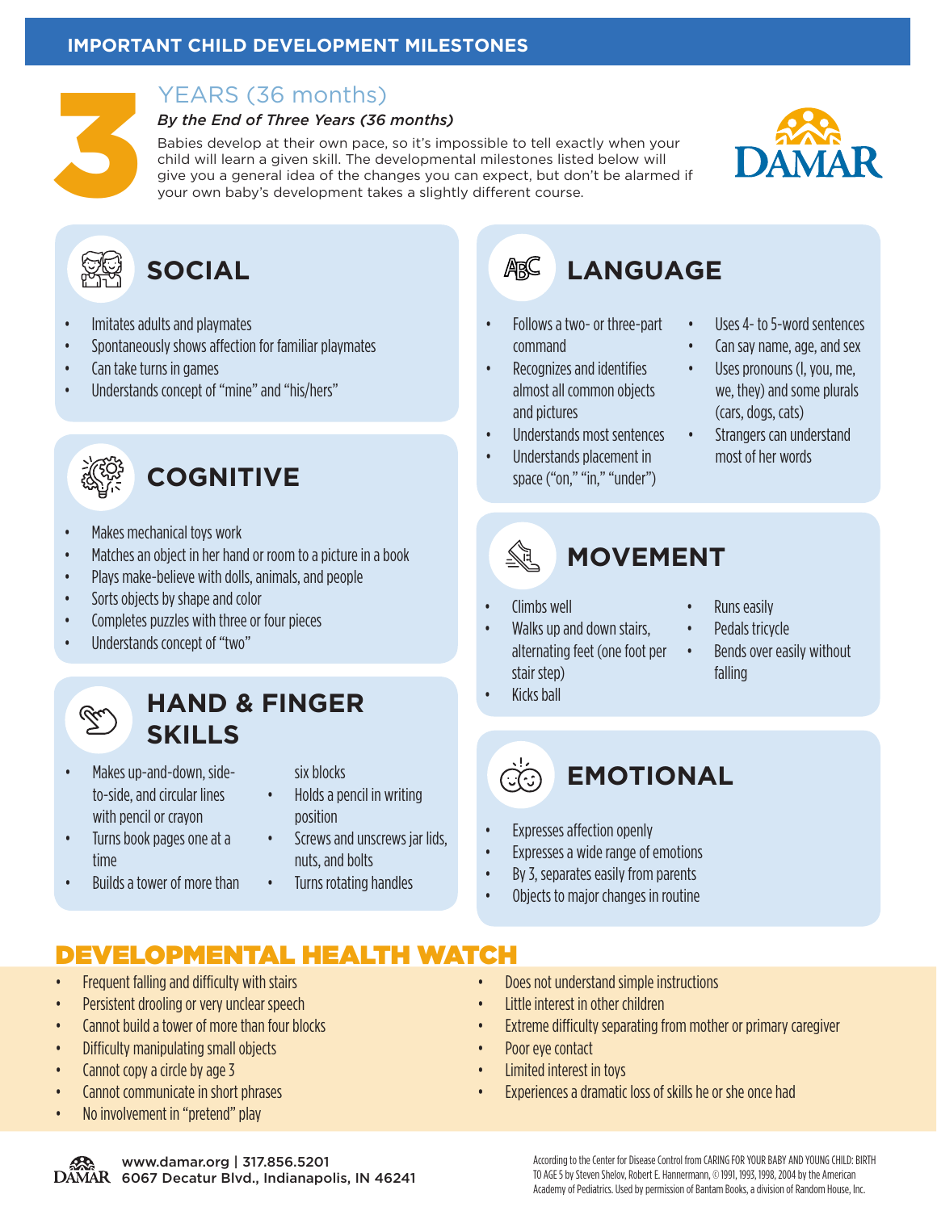IMPORTANT CHILD DEVELOPMENT MILESTONES

# 3 YEARS (36 months)

***By the End of Three Years (36 months)***

Babies develop at their own pace, so it's impossible to tell exactly when your child will learn a given skill. The developmental milestones listed below will give you a general idea of the changes you can expect, but don't be alarmed if your own baby's development takes a slightly different course.

DAMAR

## SOCIAL

- Imitates adults and playmates
- Spontaneously shows affection for familiar playmates
- Can take turns in games
- Understands concept of "mine" and "his/hers"

## COGNITIVE

- Makes mechanical toys work
- Matches an object in her hand or room to a picture in a book
- Plays make-believe with dolls, animals, and people
- Sorts objects by shape and color
- Completes puzzles with three or four pieces
- Understands concept of "two"

## HAND & FINGER SKILLS

- Makes up-and-down, side-to-side, and circular lines with pencil or crayon
- Turns book pages one at a time
- Builds a tower of more than six blocks
- Holds a pencil in writing position
- Screws and unscrews jar lids, nuts, and bolts
- Turns rotating handles

## LANGUAGE

- Follows a two- or three-part command
- Recognizes and identifies almost all common objects and pictures
- Understands most sentences
- Understands placement in space ("on," "in," "under")
- Uses 4- to 5-word sentences
- Can say name, age, and sex
- Uses pronouns (I, you, me, we, they) and some plurals (cars, dogs, cats)
- Strangers can understand most of her words

## MOVEMENT

- Climbs well
- Walks up and down stairs, alternating feet (one foot per stair step)
- Kicks ball
- Runs easily
- Pedals tricycle
- Bends over easily without falling

## EMOTIONAL

- Expresses affection openly
- Expresses a wide range of emotions
- By 3, separates easily from parents
- Objects to major changes in routine

## DEVELOPMENTAL HEALTH WATCH

- Frequent falling and difficulty with stairs
- Persistent drooling or very unclear speech
- Cannot build a tower of more than four blocks
- Difficulty manipulating small objects
- Cannot copy a circle by age 3
- Cannot communicate in short phrases
- No involvement in "pretend" play
- Does not understand simple instructions
- Little interest in other children
- Extreme difficulty separating from mother or primary caregiver
- Poor eye contact
- Limited interest in toys
- Experiences a dramatic loss of skills he or she once had

DAMAR www.damar.org | 317.856.5201
6067 Decatur Blvd., Indianapolis, IN 46241

According to the Center for Disease Control from CARING FOR YOUR BABY AND YOUNG CHILD: BIRTH TO AGE 5 by Steven Shelov, Robert E. Hannermann, © 1991, 1993, 1998, 2004 by the American Academy of Pediatrics. Used by permission of Bantam Books, a division of Random House, Inc.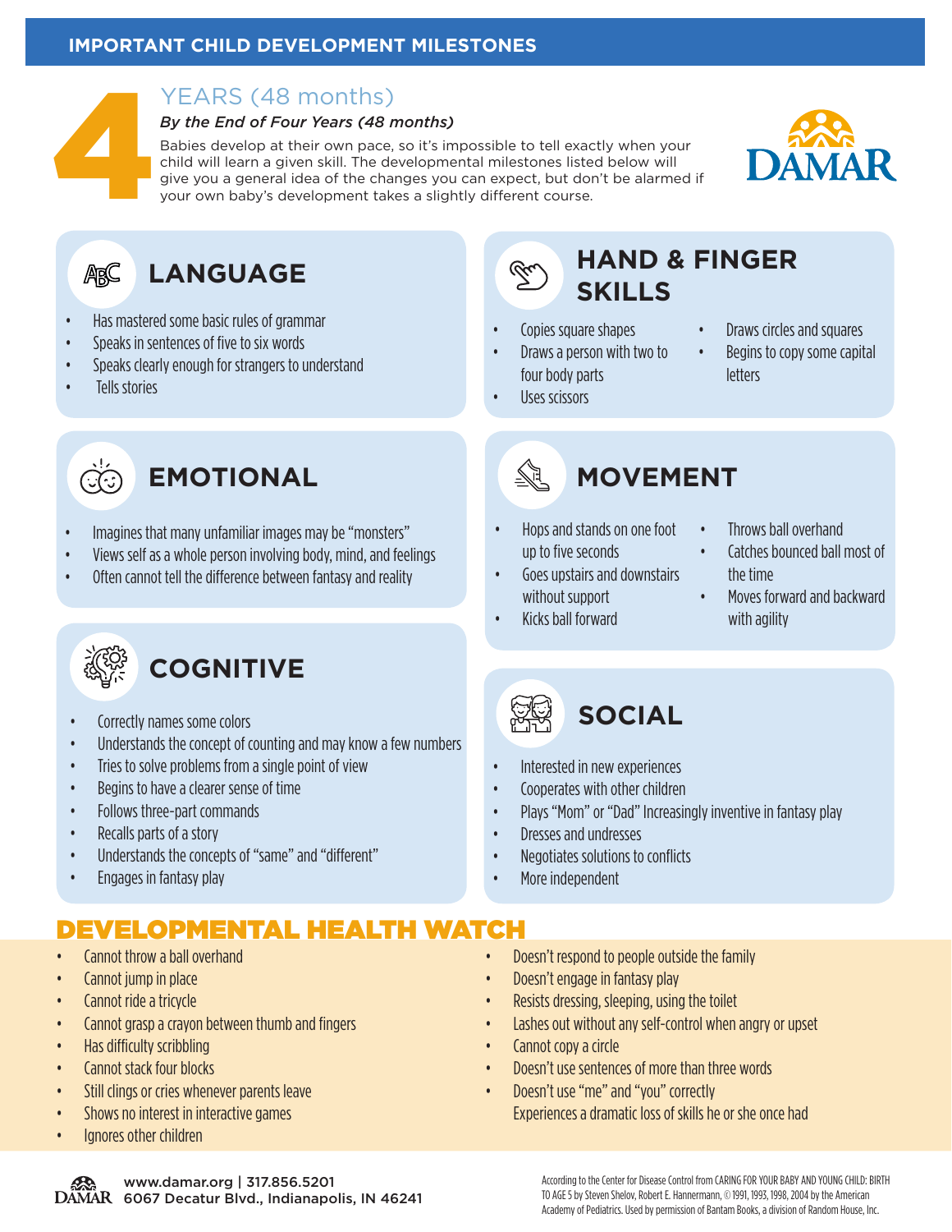# IMPORTANT CHILD DEVELOPMENT MILESTONES

## 4 YEARS (48 months)

***By the End of Four Years (48 months)***

Babies develop at their own pace, so it's impossible to tell exactly when your child will learn a given skill. The developmental milestones listed below will give you a general idea of the changes you can expect, but don't be alarmed if your own baby's development takes a slightly different course.

DAMAR

### LANGUAGE

- Has mastered some basic rules of grammar
- Speaks in sentences of five to six words
- Speaks clearly enough for strangers to understand
- Tells stories

### HAND & FINGER SKILLS

- Copies square shapes
- Draws a person with two to four body parts
- Uses scissors
- Draws circles and squares
- Begins to copy some capital letters

### EMOTIONAL

- Imagines that many unfamiliar images may be "monsters"
- Views self as a whole person involving body, mind, and feelings
- Often cannot tell the difference between fantasy and reality

### MOVEMENT

- Hops and stands on one foot up to five seconds
- Goes upstairs and downstairs without support
- Kicks ball forward
- Throws ball overhand
- Catches bounced ball most of the time
- Moves forward and backward with agility

### COGNITIVE

- Correctly names some colors
- Understands the concept of counting and may know a few numbers
- Tries to solve problems from a single point of view
- Begins to have a clearer sense of time
- Follows three-part commands
- Recalls parts of a story
- Understands the concepts of "same" and "different"
- Engages in fantasy play

### SOCIAL

- Interested in new experiences
- Cooperates with other children
- Plays "Mom" or "Dad" Increasingly inventive in fantasy play
- Dresses and undresses
- Negotiates solutions to conflicts
- More independent

## DEVELOPMENTAL HEALTH WATCH

- Cannot throw a ball overhand
- Cannot jump in place
- Cannot ride a tricycle
- Cannot grasp a crayon between thumb and fingers
- Has difficulty scribbling
- Cannot stack four blocks
- Still clings or cries whenever parents leave
- Shows no interest in interactive games
- Ignores other children
- Doesn't respond to people outside the family
- Doesn't engage in fantasy play
- Resists dressing, sleeping, using the toilet
- Lashes out without any self-control when angry or upset
- Cannot copy a circle
- Doesn't use sentences of more than three words
- Doesn't use "me" and "you" correctly
  Experiences a dramatic loss of skills he or she once had

DAMAR www.damar.org | 317.856.5201
6067 Decatur Blvd., Indianapolis, IN 46241

According to the Center for Disease Control from CARING FOR YOUR BABY AND YOUNG CHILD: BIRTH TO AGE 5 by Steven Shelov, Robert E. Hannemann, © 1991, 1993, 1998, 2004 by the American Academy of Pediatrics. Used by permission of Bantam Books, a division of Random House, Inc.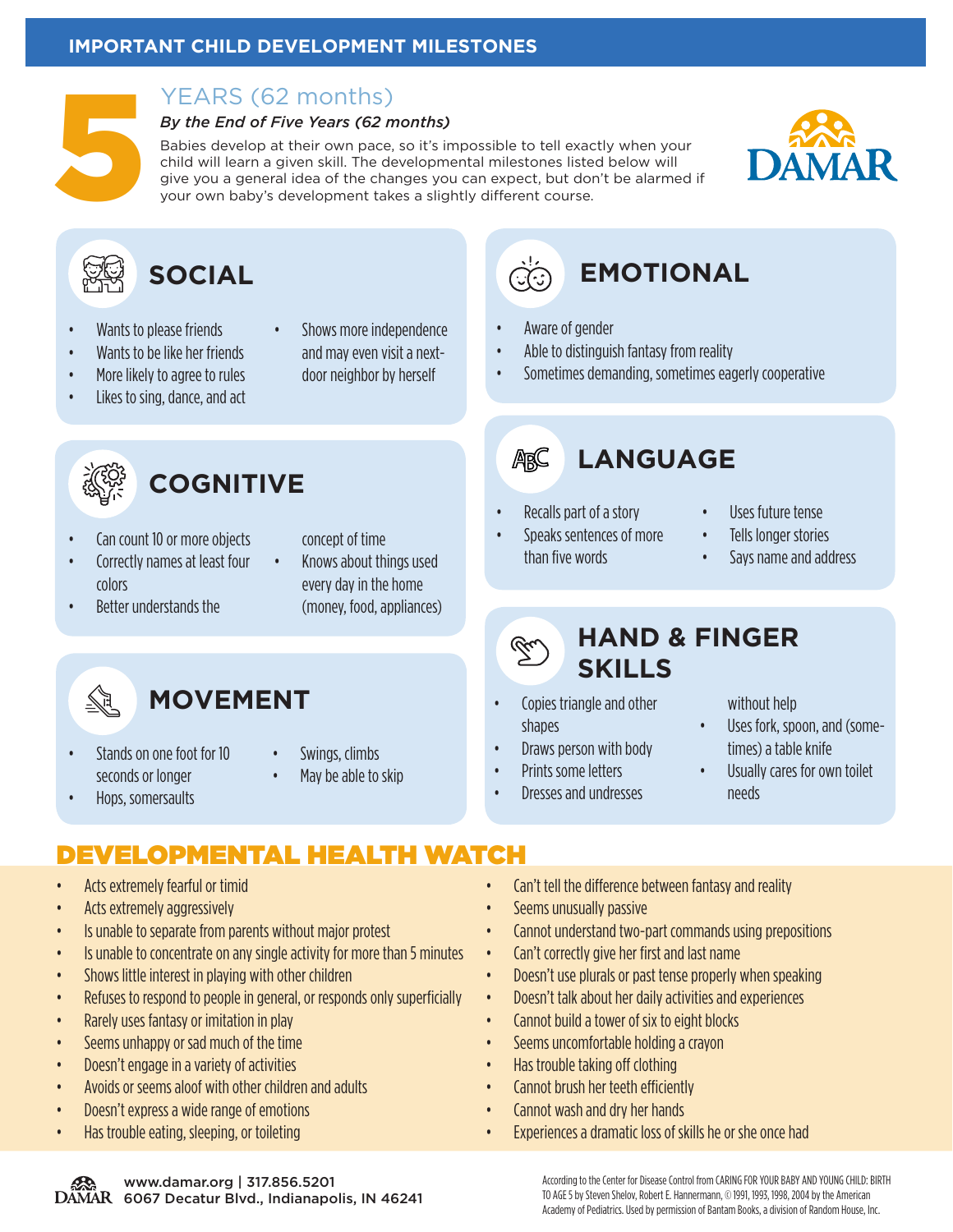IMPORTANT CHILD DEVELOPMENT MILESTONES

# 5 YEARS (62 months)

***By the End of Five Years (62 months)***

Babies develop at their own pace, so it's impossible to tell exactly when your child will learn a given skill. The developmental milestones listed below will give you a general idea of the changes you can expect, but don't be alarmed if your own baby's development takes a slightly different course.

DAMAR

## SOCIAL

- Wants to please friends
- Wants to be like her friends
- More likely to agree to rules
- Likes to sing, dance, and act
- Shows more independence and may even visit a next-door neighbor by herself

## EMOTIONAL

- Aware of gender
- Able to distinguish fantasy from reality
- Sometimes demanding, sometimes eagerly cooperative

## COGNITIVE

- Can count 10 or more objects
- Correctly names at least four colors
- Better understands the concept of time
- Knows about things used every day in the home (money, food, appliances)

## LANGUAGE

- Recalls part of a story
- Speaks sentences of more than five words
- Uses future tense
- Tells longer stories
- Says name and address

## MOVEMENT

- Stands on one foot for 10 seconds or longer
- Hops, somersaults
- Swings, climbs
- May be able to skip

## HAND & FINGER SKILLS

- Copies triangle and other shapes
- Draws person with body
- Prints some letters
- Dresses and undresses without help
- Uses fork, spoon, and (sometimes) a table knife
- Usually cares for own toilet needs

## DEVELOPMENTAL HEALTH WATCH

- Acts extremely fearful or timid
- Acts extremely aggressively
- Is unable to separate from parents without major protest
- Is unable to concentrate on any single activity for more than 5 minutes
- Shows little interest in playing with other children
- Refuses to respond to people in general, or responds only superficially
- Rarely uses fantasy or imitation in play
- Seems unhappy or sad much of the time
- Doesn't engage in a variety of activities
- Avoids or seems aloof with other children and adults
- Doesn't express a wide range of emotions
- Has trouble eating, sleeping, or toileting
- Can't tell the difference between fantasy and reality
- Seems unusually passive
- Cannot understand two-part commands using prepositions
- Can't correctly give her first and last name
- Doesn't use plurals or past tense properly when speaking
- Doesn't talk about her daily activities and experiences
- Cannot build a tower of six to eight blocks
- Seems uncomfortable holding a crayon
- Has trouble taking off clothing
- Cannot brush her teeth efficiently
- Cannot wash and dry her hands
- Experiences a dramatic loss of skills he or she once had

www.damar.org | 317.856.5201
6067 Decatur Blvd., Indianapolis, IN 46241

According to the Center for Disease Control from CARING FOR YOUR BABY AND YOUNG CHILD: BIRTH TO AGE 5 by Steven Shelov, Robert E. Hannermann, © 1991, 1993, 1998, 2004 by the American Academy of Pediatrics. Used by permission of Bantam Books, a division of Random House, Inc.